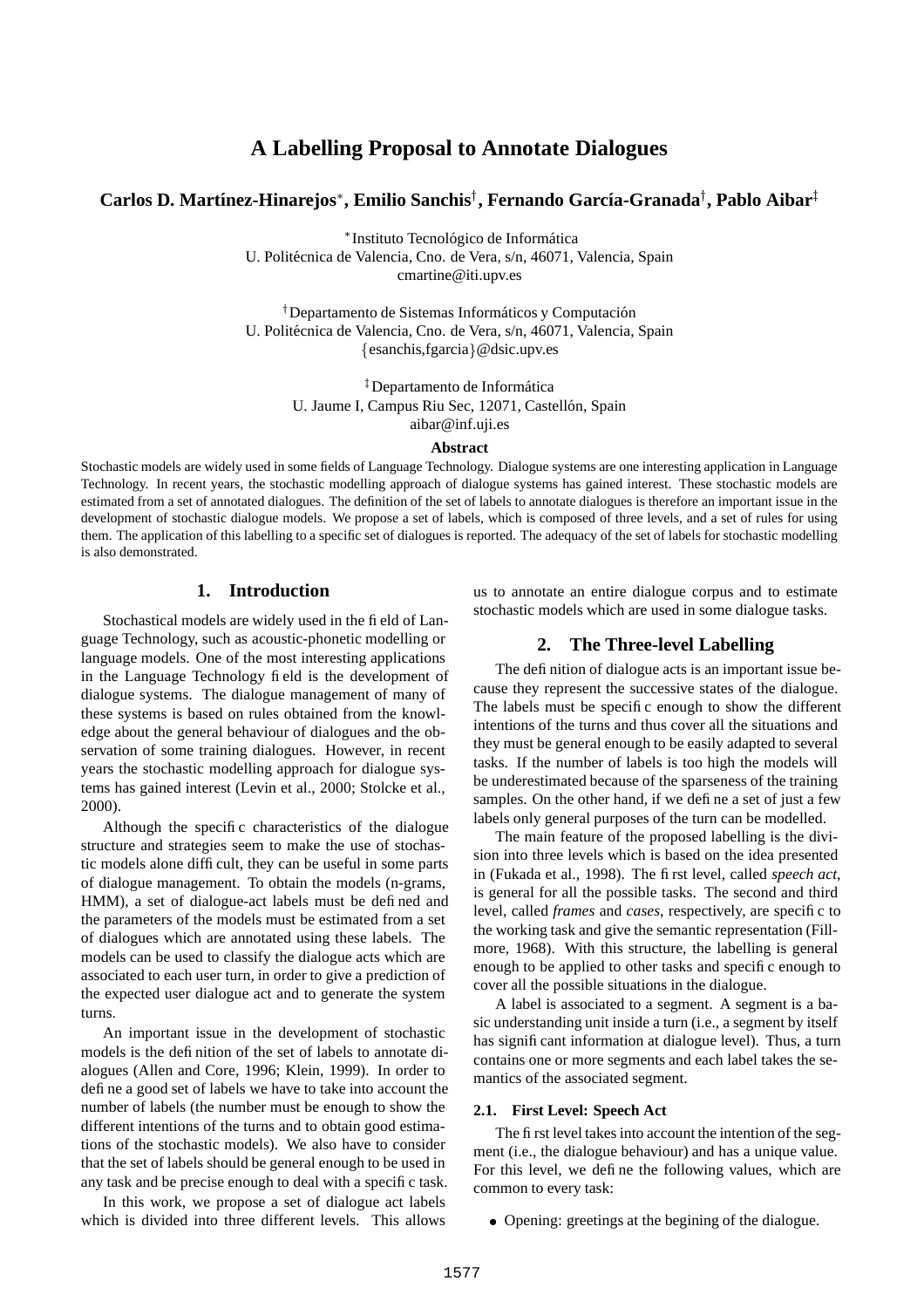// A Labelling Proposal to Annotate Dialogues

**Carlos D. Martínez-Hinarejos*, Emilio Sanchis†, Fernando García-Granada†, Pablo Aibar‡**

*Instituto Tecnológico de Informática
U. Politécnica de Valencia, Cno. de Vera, s/n, 46071, Valencia, Spain
cmartine@iti.upv.es

†Departamento de Sistemas Informáticos y Computación
U. Politécnica de Valencia, Cno. de Vera, s/n, 46071, Valencia, Spain
{esanchis,fgarcia}@dsic.upv.es

‡Departamento de Informática
U. Jaume I, Campus Riu Sec, 12071, Castellón, Spain
aibar@inf.uji.es

**Abstract**

Stochastic models are widely used in some fields of Language Technology. Dialogue systems are one interesting application in Language Technology. In recent years, the stochastic modelling approach of dialogue systems has gained interest. These stochastic models are estimated from a set of annotated dialogues. The definition of the set of labels to annotate dialogues is therefore an important issue in the development of stochastic dialogue models. We propose a set of labels, which is composed of three levels, and a set of rules for using them. The application of this labelling to a specific set of dialogues is reported. The adequacy of the set of labels for stochastic modelling is also demonstrated.

## 1. Introduction

Stochastical models are widely used in the field of Language Technology, such as acoustic-phonetic modelling or language models. One of the most interesting applications in the Language Technology field is the development of dialogue systems. The dialogue management of many of these systems is based on rules obtained from the knowledge about the general behaviour of dialogues and the observation of some training dialogues. However, in recent years the stochastic modelling approach for dialogue systems has gained interest (Levin et al., 2000; Stolcke et al., 2000).

Although the specific characteristics of the dialogue structure and strategies seem to make the use of stochastic models alone difficult, they can be useful in some parts of dialogue management. To obtain the models (n-grams, HMM), a set of dialogue-act labels must be defined and the parameters of the models must be estimated from a set of dialogues which are annotated using these labels. The models can be used to classify the dialogue acts which are associated to each user turn, in order to give a prediction of the expected user dialogue act and to generate the system turns.

An important issue in the development of stochastic models is the definition of the set of labels to annotate dialogues (Allen and Core, 1996; Klein, 1999). In order to define a good set of labels we have to take into account the number of labels (the number must be enough to show the different intentions of the turns and to obtain good estimations of the stochastic models). We also have to consider that the set of labels should be general enough to be used in any task and be precise enough to deal with a specific task.

In this work, we propose a set of dialogue act labels which is divided into three different levels. This allows us to annotate an entire dialogue corpus and to estimate stochastic models which are used in some dialogue tasks.

## 2. The Three-level Labelling

The definition of dialogue acts is an important issue because they represent the successive states of the dialogue. The labels must be specific enough to show the different intentions of the turns and thus cover all the situations and they must be general enough to be easily adapted to several tasks. If the number of labels is too high the models will be underestimated because of the sparseness of the training samples. On the other hand, if we define a set of just a few labels only general purposes of the turn can be modelled.

The main feature of the proposed labelling is the division into three levels which is based on the idea presented in (Fukada et al., 1998). The first level, called *speech act*, is general for all the possible tasks. The second and third level, called *frames* and *cases*, respectively, are specific to the working task and give the semantic representation (Fillmore, 1968). With this structure, the labelling is general enough to be applied to other tasks and specific enough to cover all the possible situations in the dialogue.

A label is associated to a segment. A segment is a basic understanding unit inside a turn (i.e., a segment by itself has significant information at dialogue level). Thus, a turn contains one or more segments and each label takes the semantics of the associated segment.

### 2.1. First Level: Speech Act

The first level takes into account the intention of the segment (i.e., the dialogue behaviour) and has a unique value. For this level, we define the following values, which are common to every task:

- Opening: greetings at the begining of the dialogue.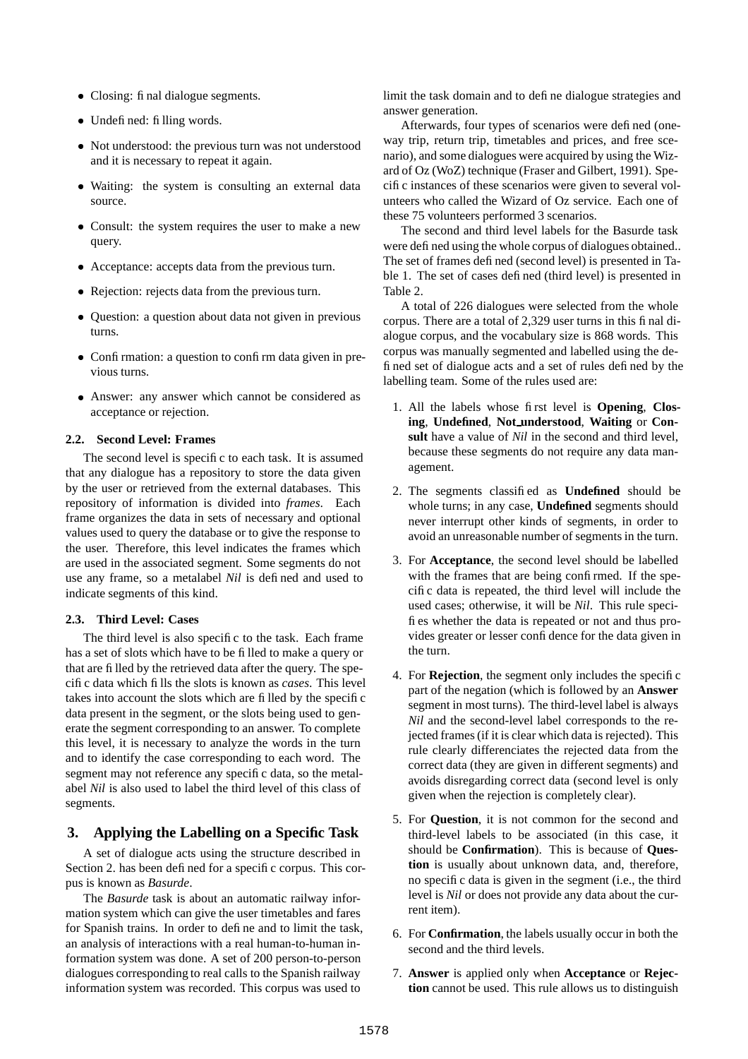- Closing: final dialogue segments.
- Undefined: filling words.
- Not understood: the previous turn was not understood and it is necessary to repeat it again.
- Waiting: the system is consulting an external data source.
- Consult: the system requires the user to make a new query.
- Acceptance: accepts data from the previous turn.
- Rejection: rejects data from the previous turn.
- Question: a question about data not given in previous turns.
- Confirmation: a question to confirm data given in previous turns.
- Answer: any answer which cannot be considered as acceptance or rejection.

### 2.2. Second Level: Frames

The second level is specific to each task. It is assumed that any dialogue has a repository to store the data given by the user or retrieved from the external databases. This repository of information is divided into *frames*. Each frame organizes the data in sets of necessary and optional values used to query the database or to give the response to the user. Therefore, this level indicates the frames which are used in the associated segment. Some segments do not use any frame, so a metalabel *Nil* is defined and used to indicate segments of this kind.

### 2.3. Third Level: Cases

The third level is also specific to the task. Each frame has a set of slots which have to be filled to make a query or that are filled by the retrieved data after the query. The specific data which fills the slots is known as *cases*. This level takes into account the slots which are filled by the specific data present in the segment, or the slots being used to generate the segment corresponding to an answer. To complete this level, it is necessary to analyze the words in the turn and to identify the case corresponding to each word. The segment may not reference any specific data, so the metalabel *Nil* is also used to label the third level of this class of segments.

## 3. Applying the Labelling on a Specific Task

A set of dialogue acts using the structure described in Section 2. has been defined for a specific corpus. This corpus is known as *Basurde*.

The *Basurde* task is about an automatic railway information system which can give the user timetables and fares for Spanish trains. In order to define and to limit the task, an analysis of interactions with a real human-to-human information system was done. A set of 200 person-to-person dialogues corresponding to real calls to the Spanish railway information system was recorded. This corpus was used to limit the task domain and to define dialogue strategies and answer generation.

Afterwards, four types of scenarios were defined (one-way trip, return trip, timetables and prices, and free scenario), and some dialogues were acquired by using the Wizard of Oz (WoZ) technique (Fraser and Gilbert, 1991). Specific instances of these scenarios were given to several volunteers who called the Wizard of Oz service. Each one of these 75 volunteers performed 3 scenarios.

The second and third level labels for the Basurde task were defined using the whole corpus of dialogues obtained.. The set of frames defined (second level) is presented in Table 1. The set of cases defined (third level) is presented in Table 2.

A total of 226 dialogues were selected from the whole corpus. There are a total of 2,329 user turns in this final dialogue corpus, and the vocabulary size is 868 words. This corpus was manually segmented and labelled using the defined set of dialogue acts and a set of rules defined by the labelling team. Some of the rules used are:

1. All the labels whose first level is **Opening**, **Closing**, **Undefined**, **Not_understood**, **Waiting** or **Consult** have a value of *Nil* in the second and third level, because these segments do not require any data management.
2. The segments classified as **Undefined** should be whole turns; in any case, **Undefined** segments should never interrupt other kinds of segments, in order to avoid an unreasonable number of segments in the turn.
3. For **Acceptance**, the second level should be labelled with the frames that are being confirmed. If the specific data is repeated, the third level will include the used cases; otherwise, it will be *Nil*. This rule specifies whether the data is repeated or not and thus provides greater or lesser confidence for the data given in the turn.
4. For **Rejection**, the segment only includes the specific part of the negation (which is followed by an **Answer** segment in most turns). The third-level label is always *Nil* and the second-level label corresponds to the rejected frames (if it is clear which data is rejected). This rule clearly differenciates the rejected data from the correct data (they are given in different segments) and avoids disregarding correct data (second level is only given when the rejection is completely clear).
5. For **Question**, it is not common for the second and third-level labels to be associated (in this case, it should be **Confirmation**). This is because of **Question** is usually about unknown data, and, therefore, no specific data is given in the segment (i.e., the third level is *Nil* or does not provide any data about the current item).
6. For **Confirmation**, the labels usually occur in both the second and the third levels.
7. **Answer** is applied only when **Acceptance** or **Rejection** cannot be used. This rule allows us to distinguish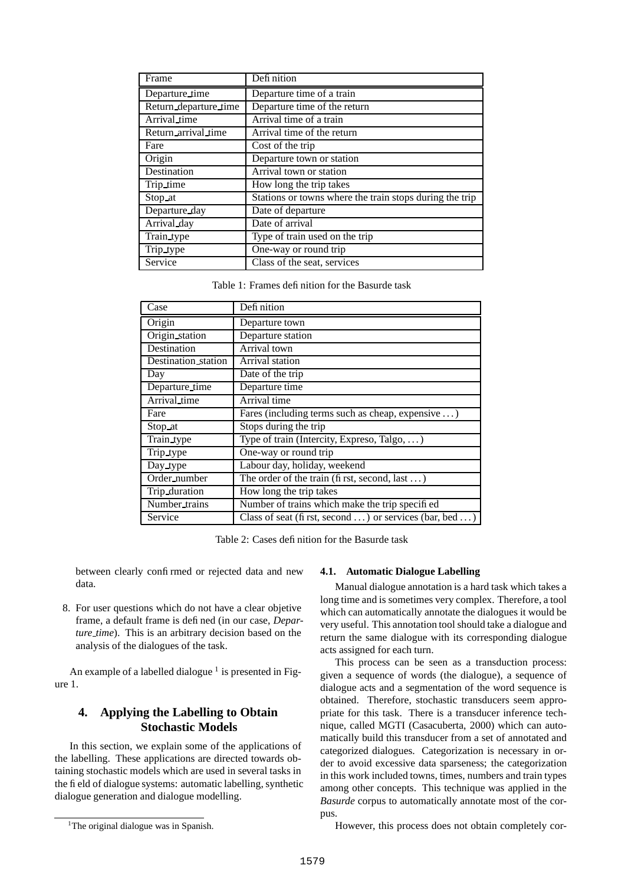| Frame | Definition |
|---|---|
| Departure_time | Departure time of a train |
| Return_departure_time | Departure time of the return |
| Arrival_time | Arrival time of a train |
| Return_arrival_time | Arrival time of the return |
| Fare | Cost of the trip |
| Origin | Departure town or station |
| Destination | Arrival town or station |
| Trip_time | How long the trip takes |
| Stop_at | Stations or towns where the train stops during the trip |
| Departure_day | Date of departure |
| Arrival_day | Date of arrival |
| Train_type | Type of train used on the trip |
| Trip_type | One-way or round trip |
| Service | Class of the seat, services |

Table 1: Frames definition for the Basurde task

| Case | Definition |
|---|---|
| Origin | Departure town |
| Origin_station | Departure station |
| Destination | Arrival town |
| Destination_station | Arrival station |
| Day | Date of the trip |
| Departure_time | Departure time |
| Arrival_time | Arrival time |
| Fare | Fares (including terms such as cheap, expensive ...) |
| Stop_at | Stops during the trip |
| Train_type | Type of train (Intercity, Expreso, Talgo, ...) |
| Trip_type | One-way or round trip |
| Day_type | Labour day, holiday, weekend |
| Order_number | The order of the train (first, second, last ...) |
| Trip_duration | How long the trip takes |
| Number_trains | Number of trains which make the trip specified |
| Service | Class of seat (first, second ...) or services (bar, bed ...) |

Table 2: Cases definition for the Basurde task

between clearly confirmed or rejected data and new data.

8. For user questions which do not have a clear objetive frame, a default frame is defined (in our case, *Departure_time*). This is an arbitrary decision based on the analysis of the dialogues of the task.

An example of a labelled dialogue [1] is presented in Figure 1.

## 4. Applying the Labelling to Obtain Stochastic Models

In this section, we explain some of the applications of the labelling. These applications are directed towards obtaining stochastic models which are used in several tasks in the field of dialogue systems: automatic labelling, synthetic dialogue generation and dialogue modelling.

### 4.1. Automatic Dialogue Labelling

Manual dialogue annotation is a hard task which takes a long time and is sometimes very complex. Therefore, a tool which can automatically annotate the dialogues it would be very useful. This annotation tool should take a dialogue and return the same dialogue with its corresponding dialogue acts assigned for each turn.

This process can be seen as a transduction process: given a sequence of words (the dialogue), a sequence of dialogue acts and a segmentation of the word sequence is obtained. Therefore, stochastic transducers seem appropriate for this task. There is a transducer inference technique, called MGTI (Casacuberta, 2000) which can automatically build this transducer from a set of annotated and categorized dialogues. Categorization is necessary in order to avoid excessive data sparseness; the categorization in this work included towns, times, numbers and train types among other concepts. This technique was applied in the *Basurde* corpus to automatically annotate most of the corpus.

However, this process does not obtain completely cor-

[1] The original dialogue was in Spanish.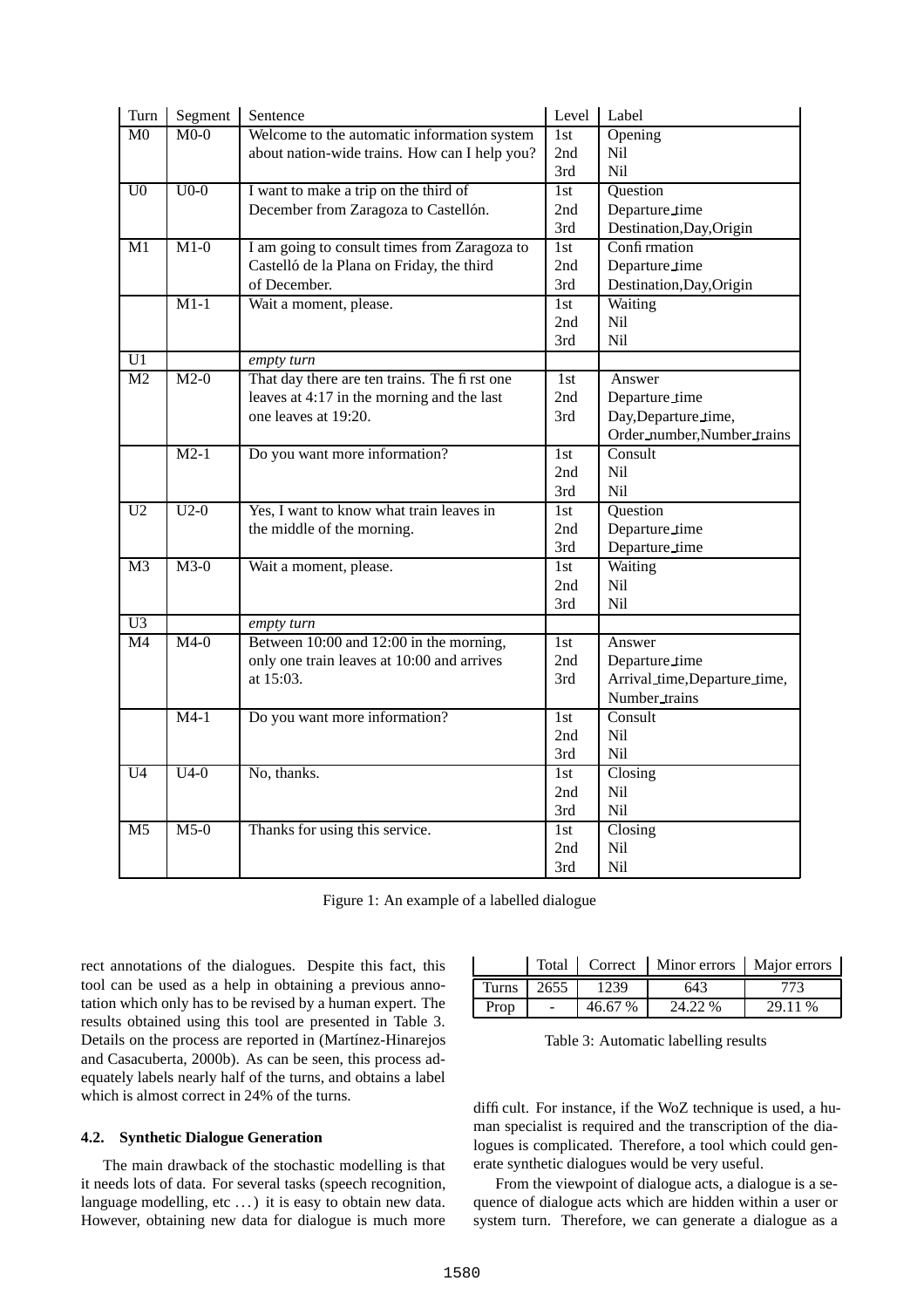| Turn | Segment | Sentence | Level | Label |
|---|---|---|---|---|
| M0 | M0-0 | Welcome to the automatic information system about nation-wide trains. How can I help you? | 1st | Opening |
| | | | 2nd | Nil |
| | | | 3rd | Nil |
| U0 | U0-0 | I want to make a trip on the third of December from Zaragoza to Castellón. | 1st | Question |
| | | | 2nd | Departure_time |
| | | | 3rd | Destination,Day,Origin |
| M1 | M1-0 | I am going to consult times from Zaragoza to Castelló de la Plana on Friday, the third of December. | 1st | Confirmation |
| | | | 2nd | Departure_time |
| | | | 3rd | Destination,Day,Origin |
| | M1-1 | Wait a moment, please. | 1st | Waiting |
| | | | 2nd | Nil |
| | | | 3rd | Nil |
| U1 | | *empty turn* | | |
| M2 | M2-0 | That day there are ten trains. The first one leaves at 4:17 in the morning and the last one leaves at 19:20. | 1st | Answer |
| | | | 2nd | Departure_time |
| | | | 3rd | Day,Departure_time, Order_number,Number_trains |
| | M2-1 | Do you want more information? | 1st | Consult |
| | | | 2nd | Nil |
| | | | 3rd | Nil |
| U2 | U2-0 | Yes, I want to know what train leaves in the middle of the morning. | 1st | Question |
| | | | 2nd | Departure_time |
| | | | 3rd | Departure_time |
| M3 | M3-0 | Wait a moment, please. | 1st | Waiting |
| | | | 2nd | Nil |
| | | | 3rd | Nil |
| U3 | | *empty turn* | | |
| M4 | M4-0 | Between 10:00 and 12:00 in the morning, only one train leaves at 10:00 and arrives at 15:03. | 1st | Answer |
| | | | 2nd | Departure_time |
| | | | 3rd | Arrival_time,Departure_time, Number_trains |
| | M4-1 | Do you want more information? | 1st | Consult |
| | | | 2nd | Nil |
| | | | 3rd | Nil |
| U4 | U4-0 | No, thanks. | 1st | Closing |
| | | | 2nd | Nil |
| | | | 3rd | Nil |
| M5 | M5-0 | Thanks for using this service. | 1st | Closing |
| | | | 2nd | Nil |
| | | | 3rd | Nil |

Figure 1: An example of a labelled dialogue

rect annotations of the dialogues. Despite this fact, this tool can be used as a help in obtaining a previous annotation which only has to be revised by a human expert. The results obtained using this tool are presented in Table 3. Details on the process are reported in (Martínez-Hinarejos and Casacuberta, 2000b). As can be seen, this process adequately labels nearly half of the turns, and obtains a label which is almost correct in 24% of the turns.

| | Total | Correct | Minor errors | Major errors |
|---|---|---|---|---|
| Turns | 2655 | 1239 | 643 | 773 |
| Prop | - | 46.67 % | 24.22 % | 29.11 % |

Table 3: Automatic labelling results

### 4.2. Synthetic Dialogue Generation

The main drawback of the stochastic modelling is that it needs lots of data. For several tasks (speech recognition, language modelling, etc ...) it is easy to obtain new data. However, obtaining new data for dialogue is much more difficult. For instance, if the WoZ technique is used, a human specialist is required and the transcription of the dialogues is complicated. Therefore, a tool which could generate synthetic dialogues would be very useful.

From the viewpoint of dialogue acts, a dialogue is a sequence of dialogue acts which are hidden within a user or system turn. Therefore, we can generate a dialogue as a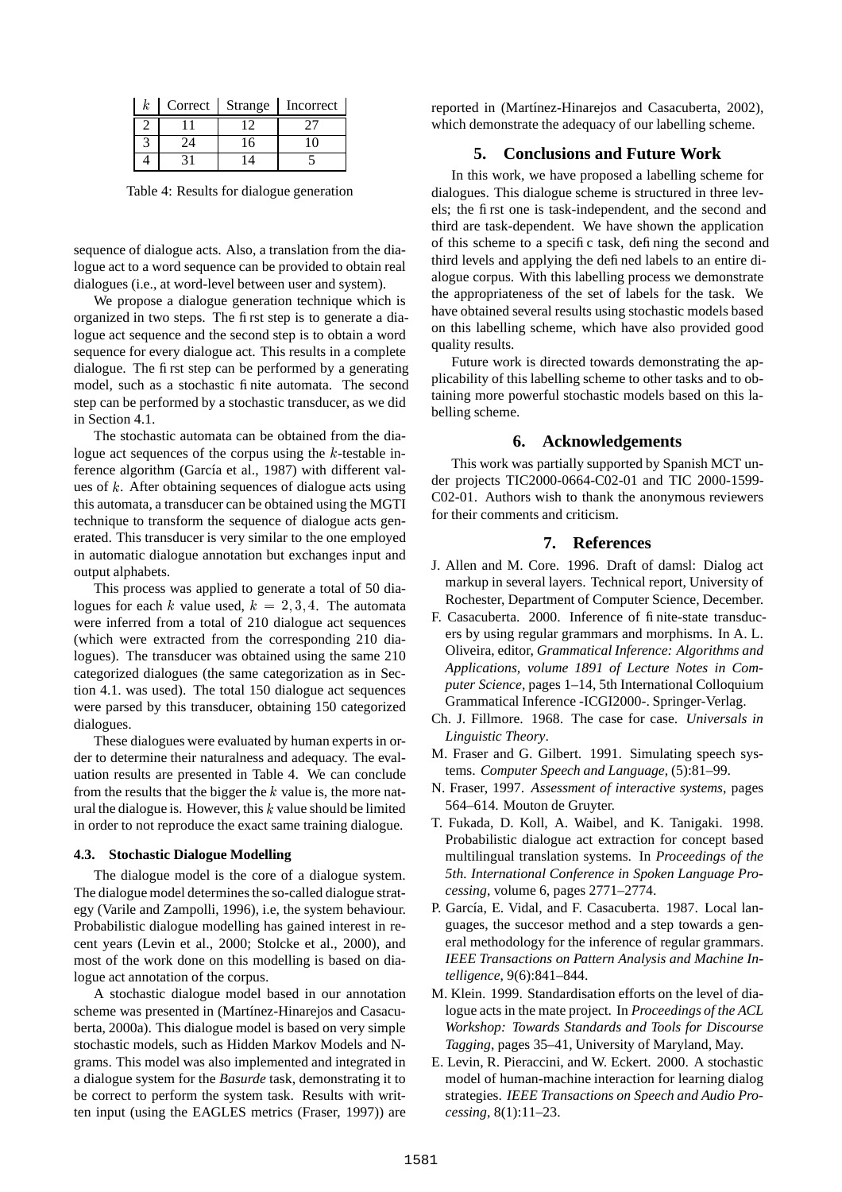| $k$ | Correct | Strange | Incorrect |
|---|---|---|---|
| 2 | 11 | 12 | 27 |
| 3 | 24 | 16 | 10 |
| 4 | 31 | 14 | 5 |

Table 4: Results for dialogue generation

sequence of dialogue acts. Also, a translation from the dialogue act to a word sequence can be provided to obtain real dialogues (i.e., at word-level between user and system).

We propose a dialogue generation technique which is organized in two steps. The first step is to generate a dialogue act sequence and the second step is to obtain a word sequence for every dialogue act. This results in a complete dialogue. The first step can be performed by a generating model, such as a stochastic finite automata. The second step can be performed by a stochastic transducer, as we did in Section 4.1.

The stochastic automata can be obtained from the dialogue act sequences of the corpus using the $k$-testable inference algorithm (García et al., 1987) with different values of $k$. After obtaining sequences of dialogue acts using this automata, a transducer can be obtained using the MGTI technique to transform the sequence of dialogue acts generated. This transducer is very similar to the one employed in automatic dialogue annotation but exchanges input and output alphabets.

This process was applied to generate a total of 50 dialogues for each $k$ value used, $k = 2, 3, 4$. The automata were inferred from a total of 210 dialogue act sequences (which were extracted from the corresponding 210 dialogues). The transducer was obtained using the same 210 categorized dialogues (the same categorization as in Section 4.1. was used). The total 150 dialogue act sequences were parsed by this transducer, obtaining 150 categorized dialogues.

These dialogues were evaluated by human experts in order to determine their naturalness and adequacy. The evaluation results are presented in Table 4. We can conclude from the results that the bigger the $k$ value is, the more natural the dialogue is. However, this $k$ value should be limited in order to not reproduce the exact same training dialogue.

### 4.3. Stochastic Dialogue Modelling

The dialogue model is the core of a dialogue system. The dialogue model determines the so-called dialogue strategy (Varile and Zampolli, 1996), i.e, the system behaviour. Probabilistic dialogue modelling has gained interest in recent years (Levin et al., 2000; Stolcke et al., 2000), and most of the work done on this modelling is based on dialogue act annotation of the corpus.

A stochastic dialogue model based in our annotation scheme was presented in (Martínez-Hinarejos and Casacuberta, 2000a). This dialogue model is based on very simple stochastic models, such as Hidden Markov Models and N-grams. This model was also implemented and integrated in a dialogue system for the *Basurde* task, demonstrating it to be correct to perform the system task. Results with written input (using the EAGLES metrics (Fraser, 1997)) are reported in (Martínez-Hinarejos and Casacuberta, 2002), which demonstrate the adequacy of our labelling scheme.

## 5. Conclusions and Future Work

In this work, we have proposed a labelling scheme for dialogues. This dialogue scheme is structured in three levels; the first one is task-independent, and the second and third are task-dependent. We have shown the application of this scheme to a specific task, defining the second and third levels and applying the defined labels to an entire dialogue corpus. With this labelling process we demonstrate the appropriateness of the set of labels for the task. We have obtained several results using stochastic models based on this labelling scheme, which have also provided good quality results.

Future work is directed towards demonstrating the applicability of this labelling scheme to other tasks and to obtaining more powerful stochastic models based on this labelling scheme.

## 6. Acknowledgements

This work was partially supported by Spanish MCT under projects TIC2000-0664-C02-01 and TIC 2000-1599-C02-01. Authors wish to thank the anonymous reviewers for their comments and criticism.

## 7. References

J. Allen and M. Core. 1996. Draft of damsl: Dialog act markup in several layers. Technical report, University of Rochester, Department of Computer Science, December.

F. Casacuberta. 2000. Inference of finite-state transducers by using regular grammars and morphisms. In A. L. Oliveira, editor, *Grammatical Inference: Algorithms and Applications, volume 1891 of Lecture Notes in Computer Science*, pages 1–14, 5th International Colloquium Grammatical Inference -ICGI2000-. Springer-Verlag.

Ch. J. Fillmore. 1968. The case for case. *Universals in Linguistic Theory*.

M. Fraser and G. Gilbert. 1991. Simulating speech systems. *Computer Speech and Language*, (5):81–99.

N. Fraser, 1997. *Assessment of interactive systems*, pages 564–614. Mouton de Gruyter.

T. Fukada, D. Koll, A. Waibel, and K. Tanigaki. 1998. Probabilistic dialogue act extraction for concept based multilingual translation systems. In *Proceedings of the 5th. International Conference in Spoken Language Processing*, volume 6, pages 2771–2774.

P. García, E. Vidal, and F. Casacuberta. 1987. Local languages, the succesor method and a step towards a general methodology for the inference of regular grammars. *IEEE Transactions on Pattern Analysis and Machine Intelligence*, 9(6):841–844.

M. Klein. 1999. Standardisation efforts on the level of dialogue acts in the mate project. In *Proceedings of the ACL Workshop: Towards Standards and Tools for Discourse Tagging*, pages 35–41, University of Maryland, May.

E. Levin, R. Pieraccini, and W. Eckert. 2000. A stochastic model of human-machine interaction for learning dialog strategies. *IEEE Transactions on Speech and Audio Processing*, 8(1):11–23.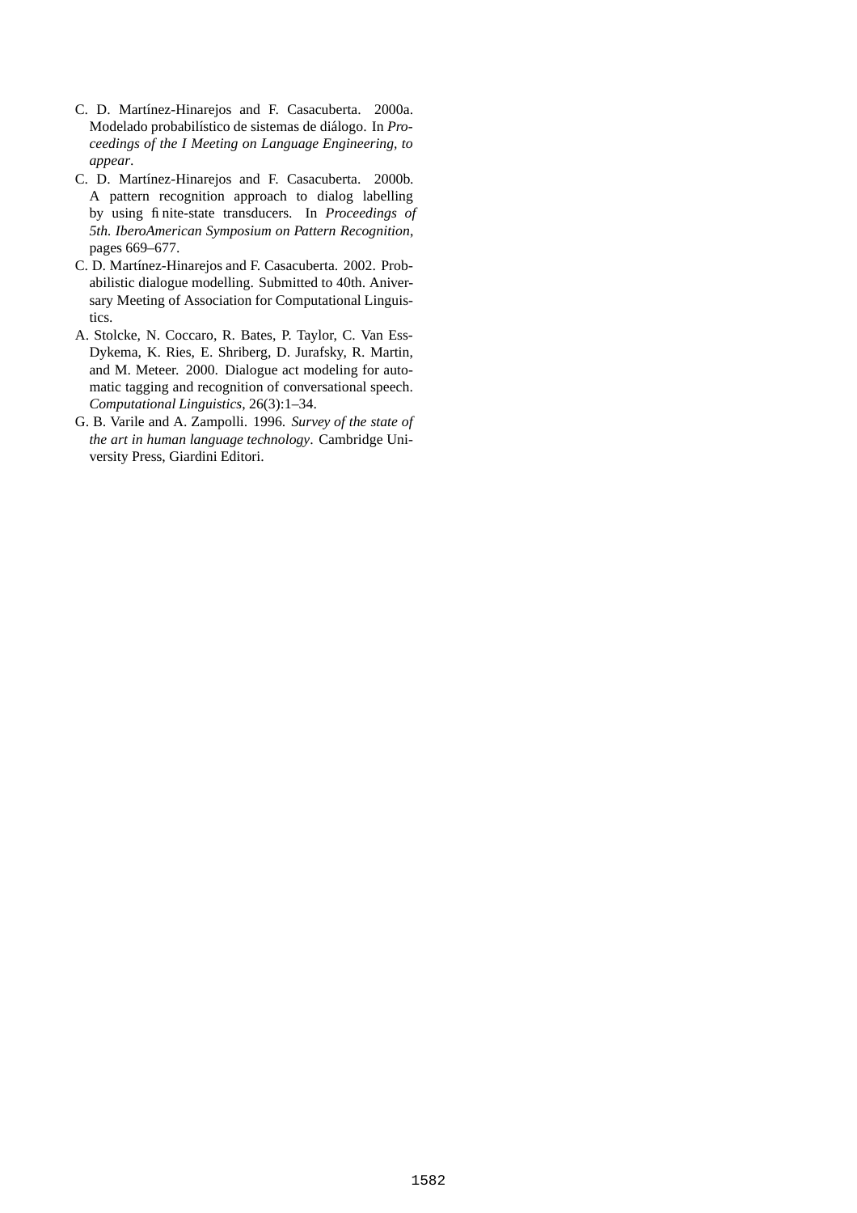C. D. Martínez-Hinarejos and F. Casacuberta. 2000a. Modelado probabilístico de sistemas de diálogo. In *Proceedings of the I Meeting on Language Engineering, to appear*.

C. D. Martínez-Hinarejos and F. Casacuberta. 2000b. A pattern recognition approach to dialog labelling by using finite-state transducers. In *Proceedings of 5th. IberoAmerican Symposium on Pattern Recognition*, pages 669–677.

C. D. Martínez-Hinarejos and F. Casacuberta. 2002. Probabilistic dialogue modelling. Submitted to 40th. Aniversary Meeting of Association for Computational Linguistics.

A. Stolcke, N. Coccaro, R. Bates, P. Taylor, C. Van Ess-Dykema, K. Ries, E. Shriberg, D. Jurafsky, R. Martin, and M. Meteer. 2000. Dialogue act modeling for automatic tagging and recognition of conversational speech. *Computational Linguistics*, 26(3):1–34.

G. B. Varile and A. Zampolli. 1996. *Survey of the state of the art in human language technology*. Cambridge University Press, Giardini Editori.